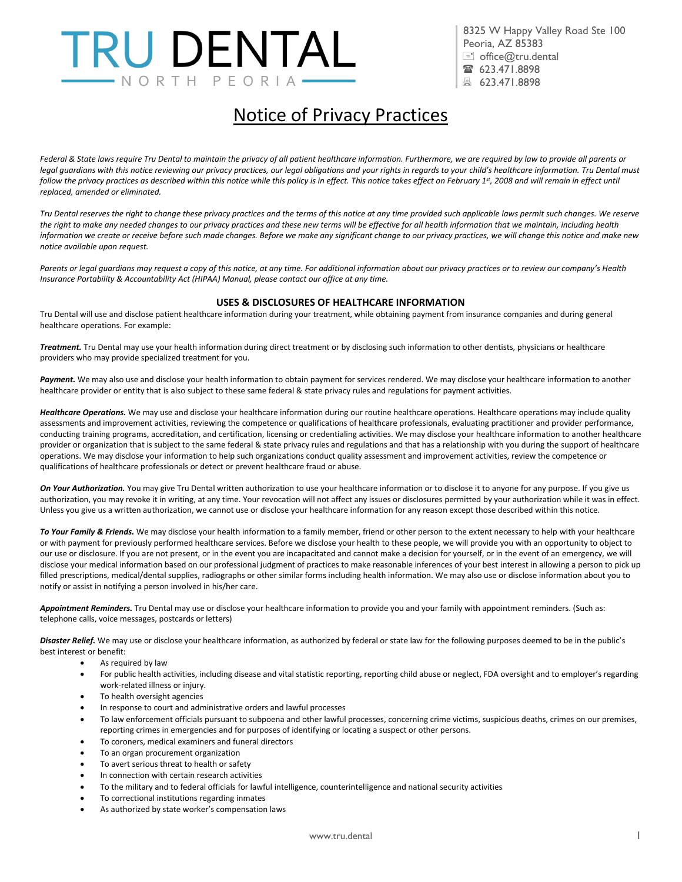# TRU DENTAL

NORTH PEORIA

8325 W Happy Valley Road Ste 100
Peoria, AZ 85383
office@tru.dental
623.471.8898
623.471.8898

## Notice of Privacy Practices

*Federal & State laws require Tru Dental to maintain the privacy of all patient healthcare information. Furthermore, we are required by law to provide all parents or legal guardians with this notice reviewing our privacy practices, our legal obligations and your rights in regards to your child's healthcare information. Tru Dental must follow the privacy practices as described within this notice while this policy is in effect. This notice takes effect on February 1st, 2008 and will remain in effect until replaced, amended or eliminated.*

*Tru Dental reserves the right to change these privacy practices and the terms of this notice at any time provided such applicable laws permit such changes. We reserve the right to make any needed changes to our privacy practices and these new terms will be effective for all health information that we maintain, including health information we create or receive before such made changes. Before we make any significant change to our privacy practices, we will change this notice and make new notice available upon request.*

*Parents or legal guardians may request a copy of this notice, at any time. For additional information about our privacy practices or to review our company's Health Insurance Portability & Accountability Act (HIPAA) Manual, please contact our office at any time.*

### USES & DISCLOSURES OF HEALTHCARE INFORMATION

Tru Dental will use and disclose patient healthcare information during your treatment, while obtaining payment from insurance companies and during general healthcare operations. For example:

***Treatment.*** Tru Dental may use your health information during direct treatment or by disclosing such information to other dentists, physicians or healthcare providers who may provide specialized treatment for you.

***Payment.*** We may also use and disclose your health information to obtain payment for services rendered. We may disclose your healthcare information to another healthcare provider or entity that is also subject to these same federal & state privacy rules and regulations for payment activities.

***Healthcare Operations.*** We may use and disclose your healthcare information during our routine healthcare operations. Healthcare operations may include quality assessments and improvement activities, reviewing the competence or qualifications of healthcare professionals, evaluating practitioner and provider performance, conducting training programs, accreditation, and certification, licensing or credentialing activities. We may disclose your healthcare information to another healthcare provider or organization that is subject to the same federal & state privacy rules and regulations and that has a relationship with you during the support of healthcare operations. We may disclose your information to help such organizations conduct quality assessment and improvement activities, review the competence or qualifications of healthcare professionals or detect or prevent healthcare fraud or abuse.

***On Your Authorization.*** You may give Tru Dental written authorization to use your healthcare information or to disclose it to anyone for any purpose. If you give us authorization, you may revoke it in writing, at any time. Your revocation will not affect any issues or disclosures permitted by your authorization while it was in effect. Unless you give us a written authorization, we cannot use or disclose your healthcare information for any reason except those described within this notice.

***To Your Family & Friends.*** We may disclose your health information to a family member, friend or other person to the extent necessary to help with your healthcare or with payment for previously performed healthcare services. Before we disclose your health to these people, we will provide you with an opportunity to object to our use or disclosure. If you are not present, or in the event you are incapacitated and cannot make a decision for yourself, or in the event of an emergency, we will disclose your medical information based on our professional judgment of practices to make reasonable inferences of your best interest in allowing a person to pick up filled prescriptions, medical/dental supplies, radiographs or other similar forms including health information. We may also use or disclose information about you to notify or assist in notifying a person involved in his/her care.

***Appointment Reminders.*** Tru Dental may use or disclose your healthcare information to provide you and your family with appointment reminders. (Such as: telephone calls, voice messages, postcards or letters)

***Disaster Relief.*** We may use or disclose your healthcare information, as authorized by federal or state law for the following purposes deemed to be in the public's best interest or benefit:

- As required by law
- For public health activities, including disease and vital statistic reporting, reporting child abuse or neglect, FDA oversight and to employer's regarding work-related illness or injury.
- To health oversight agencies
- In response to court and administrative orders and lawful processes
- To law enforcement officials pursuant to subpoena and other lawful processes, concerning crime victims, suspicious deaths, crimes on our premises, reporting crimes in emergencies and for purposes of identifying or locating a suspect or other persons.
- To coroners, medical examiners and funeral directors
- To an organ procurement organization
- To avert serious threat to health or safety
- In connection with certain research activities
- To the military and to federal officials for lawful intelligence, counterintelligence and national security activities
- To correctional institutions regarding inmates
- As authorized by state worker's compensation laws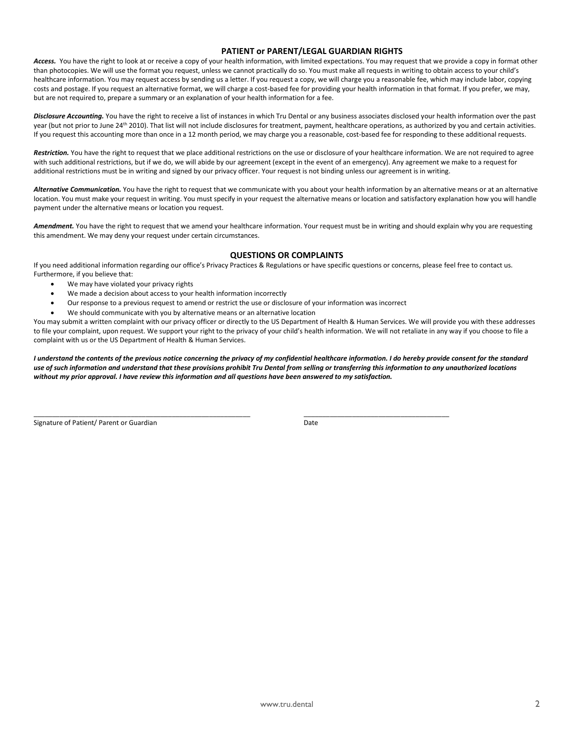## PATIENT or PARENT/LEGAL GUARDIAN RIGHTS

***Access.*** You have the right to look at or receive a copy of your health information, with limited expectations. You may request that we provide a copy in format other than photocopies. We will use the format you request, unless we cannot practically do so. You must make all requests in writing to obtain access to your child's healthcare information. You may request access by sending us a letter. If you request a copy, we will charge you a reasonable fee, which may include labor, copying costs and postage. If you request an alternative format, we will charge a cost-based fee for providing your health information in that format. If you prefer, we may, but are not required to, prepare a summary or an explanation of your health information for a fee.

***Disclosure Accounting.*** You have the right to receive a list of instances in which Tru Dental or any business associates disclosed your health information over the past year (but not prior to June 24th 2010). That list will not include disclosures for treatment, payment, healthcare operations, as authorized by you and certain activities. If you request this accounting more than once in a 12 month period, we may charge you a reasonable, cost-based fee for responding to these additional requests.

***Restriction.*** You have the right to request that we place additional restrictions on the use or disclosure of your healthcare information. We are not required to agree with such additional restrictions, but if we do, we will abide by our agreement (except in the event of an emergency). Any agreement we make to a request for additional restrictions must be in writing and signed by our privacy officer. Your request is not binding unless our agreement is in writing.

***Alternative Communication.*** You have the right to request that we communicate with you about your health information by an alternative means or at an alternative location. You must make your request in writing. You must specify in your request the alternative means or location and satisfactory explanation how you will handle payment under the alternative means or location you request.

***Amendment.*** You have the right to request that we amend your healthcare information. Your request must be in writing and should explain why you are requesting this amendment. We may deny your request under certain circumstances.

## QUESTIONS OR COMPLAINTS

If you need additional information regarding our office's Privacy Practices & Regulations or have specific questions or concerns, please feel free to contact us. Furthermore, if you believe that:

- We may have violated your privacy rights
- We made a decision about access to your health information incorrectly
- Our response to a previous request to amend or restrict the use or disclosure of your information was incorrect
- We should communicate with you by alternative means or an alternative location

You may submit a written complaint with our privacy officer or directly to the US Department of Health & Human Services. We will provide you with these addresses to file your complaint, upon request. We support your right to the privacy of your child's health information. We will not retaliate in any way if you choose to file a complaint with us or the US Department of Health & Human Services.

***I understand the contents of the previous notice concerning the privacy of my confidential healthcare information. I do hereby provide consent for the standard use of such information and understand that these provisions prohibit Tru Dental from selling or transferring this information to any unauthorized locations without my prior approval. I have review this information and all questions have been answered to my satisfaction.***

_____________________________________________ Signature of Patient/ Parent or Guardian

_____________________________ Date

www.tru.dental